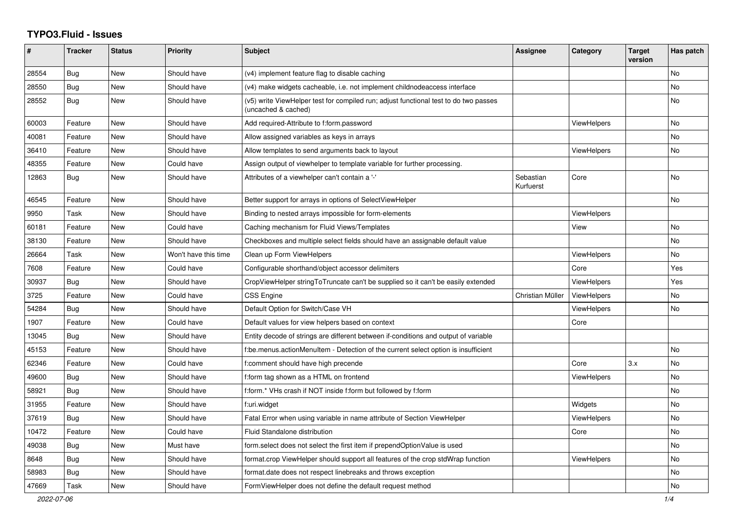# TYPO3.Fluid - Issues

| # | Tracker | Status | Priority | Subject | Assignee | Category | Target version | Has patch |
|---|---|---|---|---|---|---|---|---|
| 28554 | Bug | New | Should have | (v4) implement feature flag to disable caching | | | | No |
| 28550 | Bug | New | Should have | (v4) make widgets cacheable, i.e. not implement childnodeaccess interface | | | | No |
| 28552 | Bug | New | Should have | (v5) write ViewHelper test for compiled run; adjust functional test to do two passes (uncached & cached) | | | | No |
| 60003 | Feature | New | Should have | Add required-Attribute to f:form.password | | ViewHelpers | | No |
| 40081 | Feature | New | Should have | Allow assigned variables as keys in arrays | | | | No |
| 36410 | Feature | New | Should have | Allow templates to send arguments back to layout | | ViewHelpers | | No |
| 48355 | Feature | New | Could have | Assign output of viewhelper to template variable for further processing. | | | | |
| 12863 | Bug | New | Should have | Attributes of a viewhelper can't contain a '-' | Sebastian Kurfuerst | Core | | No |
| 46545 | Feature | New | Should have | Better support for arrays in options of SelectViewHelper | | | | No |
| 9950 | Task | New | Should have | Binding to nested arrays impossible for form-elements | | ViewHelpers | | |
| 60181 | Feature | New | Could have | Caching mechanism for Fluid Views/Templates | | View | | No |
| 38130 | Feature | New | Should have | Checkboxes and multiple select fields should have an assignable default value | | | | No |
| 26664 | Task | New | Won't have this time | Clean up Form ViewHelpers | | ViewHelpers | | No |
| 7608 | Feature | New | Could have | Configurable shorthand/object accessor delimiters | | Core | | Yes |
| 30937 | Bug | New | Should have | CropViewHelper stringToTruncate can't be supplied so it can't be easily extended | | ViewHelpers | | Yes |
| 3725 | Feature | New | Could have | CSS Engine | Christian Müller | ViewHelpers | | No |
| 54284 | Bug | New | Should have | Default Option for Switch/Case VH | | ViewHelpers | | No |
| 1907 | Feature | New | Could have | Default values for view helpers based on context | | Core | | |
| 13045 | Bug | New | Should have | Entity decode of strings are different between if-conditions and output of variable | | | | |
| 45153 | Feature | New | Should have | f:be.menus.actionMenuItem - Detection of the current select option is insufficient | | | | No |
| 62346 | Feature | New | Could have | f:comment should have high precende | | Core | 3.x | No |
| 49600 | Bug | New | Should have | f:form tag shown as a HTML on frontend | | ViewHelpers | | No |
| 58921 | Bug | New | Should have | f:form.* VHs crash if NOT inside f:form but followed by f:form | | | | No |
| 31955 | Feature | New | Should have | f:uri.widget | | Widgets | | No |
| 37619 | Bug | New | Should have | Fatal Error when using variable in name attribute of Section ViewHelper | | ViewHelpers | | No |
| 10472 | Feature | New | Could have | Fluid Standalone distribution | | Core | | No |
| 49038 | Bug | New | Must have | form.select does not select the first item if prependOptionValue is used | | | | No |
| 8648 | Bug | New | Should have | format.crop ViewHelper should support all features of the crop stdWrap function | | ViewHelpers | | No |
| 58983 | Bug | New | Should have | format.date does not respect linebreaks and throws exception | | | | No |
| 47669 | Task | New | Should have | FormViewHelper does not define the default request method | | | | No |

2022-07-06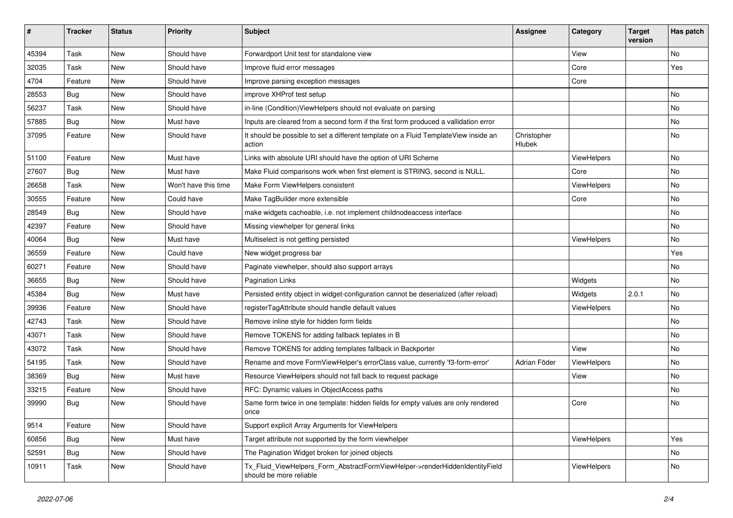| # | Tracker | Status | Priority | Subject | Assignee | Category | Target version | Has patch |
|---|---|---|---|---|---|---|---|---|
| 45394 | Task | New | Should have | Forwardport Unit test for standalone view | | View | | No |
| 32035 | Task | New | Should have | Improve fluid error messages | | Core | | Yes |
| 4704 | Feature | New | Should have | Improve parsing exception messages | | Core | | |
| 28553 | Bug | New | Should have | improve XHProf test setup | | | | No |
| 56237 | Task | New | Should have | in-line (Condition)ViewHelpers should not evaluate on parsing | | | | No |
| 57885 | Bug | New | Must have | Inputs are cleared from a second form if the first form produced a vallidation error | | | | No |
| 37095 | Feature | New | Should have | It should be possible to set a different template on a Fluid TemplateView inside an action | Christopher Hlubek | | | No |
| 51100 | Feature | New | Must have | Links with absolute URI should have the option of URI Scheme | | ViewHelpers | | No |
| 27607 | Bug | New | Must have | Make Fluid comparisons work when first element is STRING, second is NULL. | | Core | | No |
| 26658 | Task | New | Won't have this time | Make Form ViewHelpers consistent | | ViewHelpers | | No |
| 30555 | Feature | New | Could have | Make TagBuilder more extensible | | Core | | No |
| 28549 | Bug | New | Should have | make widgets cacheable, i.e. not implement childnodeaccess interface | | | | No |
| 42397 | Feature | New | Should have | Missing viewhelper for general links | | | | No |
| 40064 | Bug | New | Must have | Multiselect is not getting persisted | | ViewHelpers | | No |
| 36559 | Feature | New | Could have | New widget progress bar | | | | Yes |
| 60271 | Feature | New | Should have | Paginate viewhelper, should also support arrays | | | | No |
| 36655 | Bug | New | Should have | Pagination Links | | Widgets | | No |
| 45384 | Bug | New | Must have | Persisted entity object in widget-configuration cannot be deserialized (after reload) | | Widgets | 2.0.1 | No |
| 39936 | Feature | New | Should have | registerTagAttribute should handle default values | | ViewHelpers | | No |
| 42743 | Task | New | Should have | Remove inline style for hidden form fields | | | | No |
| 43071 | Task | New | Should have | Remove TOKENS for adding fallback teplates in B | | | | No |
| 43072 | Task | New | Should have | Remove TOKENS for adding templates fallback in Backporter | | View | | No |
| 54195 | Task | New | Should have | Rename and move FormViewHelper's errorClass value, currently 'f3-form-error' | Adrian Föder | ViewHelpers | | No |
| 38369 | Bug | New | Must have | Resource ViewHelpers should not fall back to request package | | View | | No |
| 33215 | Feature | New | Should have | RFC: Dynamic values in ObjectAccess paths | | | | No |
| 39990 | Bug | New | Should have | Same form twice in one template: hidden fields for empty values are only rendered once | | Core | | No |
| 9514 | Feature | New | Should have | Support explicit Array Arguments for ViewHelpers | | | | |
| 60856 | Bug | New | Must have | Target attribute not supported by the form viewhelper | | ViewHelpers | | Yes |
| 52591 | Bug | New | Should have | The Pagination Widget broken for joined objects | | | | No |
| 10911 | Task | New | Should have | Tx_Fluid_ViewHelpers_Form_AbstractFormViewHelper->renderHiddenIdentityField should be more reliable | | ViewHelpers | | No |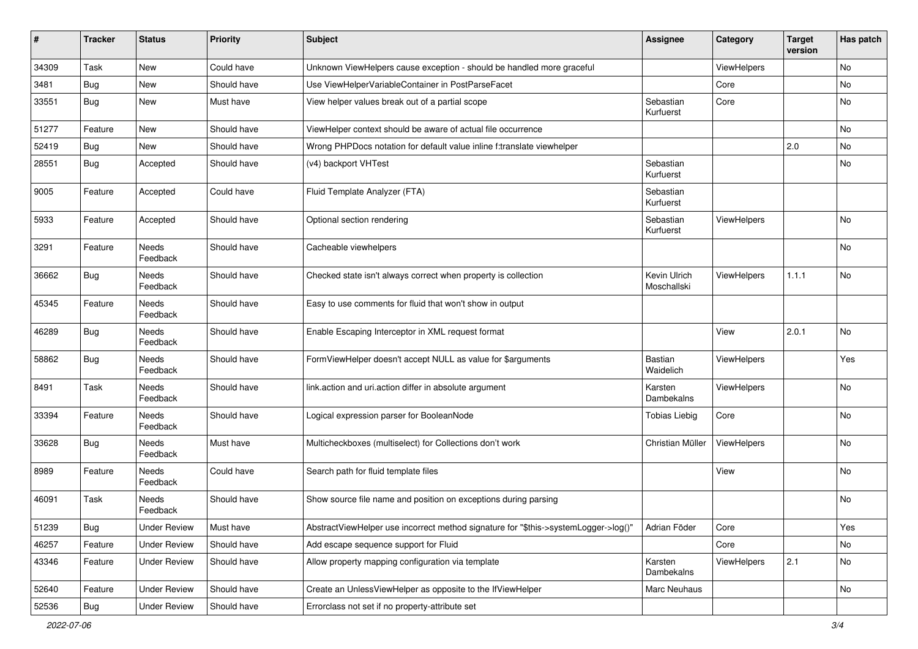| # | Tracker | Status | Priority | Subject | Assignee | Category | Target version | Has patch |
|---|---|---|---|---|---|---|---|---|
| 34309 | Task | New | Could have | Unknown ViewHelpers cause exception - should be handled more graceful | | ViewHelpers | | No |
| 3481 | Bug | New | Should have | Use ViewHelperVariableContainer in PostParseFacet | | Core | | No |
| 33551 | Bug | New | Must have | View helper values break out of a partial scope | Sebastian Kurfuerst | Core | | No |
| 51277 | Feature | New | Should have | ViewHelper context should be aware of actual file occurrence | | | | No |
| 52419 | Bug | New | Should have | Wrong PHPDocs notation for default value inline f:translate viewhelper | | | 2.0 | No |
| 28551 | Bug | Accepted | Should have | (v4) backport VHTest | Sebastian Kurfuerst | | | No |
| 9005 | Feature | Accepted | Could have | Fluid Template Analyzer (FTA) | Sebastian Kurfuerst | | | |
| 5933 | Feature | Accepted | Should have | Optional section rendering | Sebastian Kurfuerst | ViewHelpers | | No |
| 3291 | Feature | Needs Feedback | Should have | Cacheable viewhelpers | | | | No |
| 36662 | Bug | Needs Feedback | Should have | Checked state isn't always correct when property is collection | Kevin Ulrich Moschallski | ViewHelpers | 1.1.1 | No |
| 45345 | Feature | Needs Feedback | Should have | Easy to use comments for fluid that won't show in output | | | | |
| 46289 | Bug | Needs Feedback | Should have | Enable Escaping Interceptor in XML request format | | View | 2.0.1 | No |
| 58862 | Bug | Needs Feedback | Should have | FormViewHelper doesn't accept NULL as value for $arguments | Bastian Waidelich | ViewHelpers | | Yes |
| 8491 | Task | Needs Feedback | Should have | link.action and uri.action differ in absolute argument | Karsten Dambekalns | ViewHelpers | | No |
| 33394 | Feature | Needs Feedback | Should have | Logical expression parser for BooleanNode | Tobias Liebig | Core | | No |
| 33628 | Bug | Needs Feedback | Must have | Multicheckboxes (multiselect) for Collections don't work | Christian Müller | ViewHelpers | | No |
| 8989 | Feature | Needs Feedback | Could have | Search path for fluid template files | | View | | No |
| 46091 | Task | Needs Feedback | Should have | Show source file name and position on exceptions during parsing | | | | No |
| 51239 | Bug | Under Review | Must have | AbstractViewHelper use incorrect method signature for "$this->systemLogger->log()" | Adrian Föder | Core | | Yes |
| 46257 | Feature | Under Review | Should have | Add escape sequence support for Fluid | | Core | | No |
| 43346 | Feature | Under Review | Should have | Allow property mapping configuration via template | Karsten Dambekalns | ViewHelpers | 2.1 | No |
| 52640 | Feature | Under Review | Should have | Create an UnlessViewHelper as opposite to the IfViewHelper | Marc Neuhaus | | | No |
| 52536 | Bug | Under Review | Should have | Errorclass not set if no property-attribute set | | | | |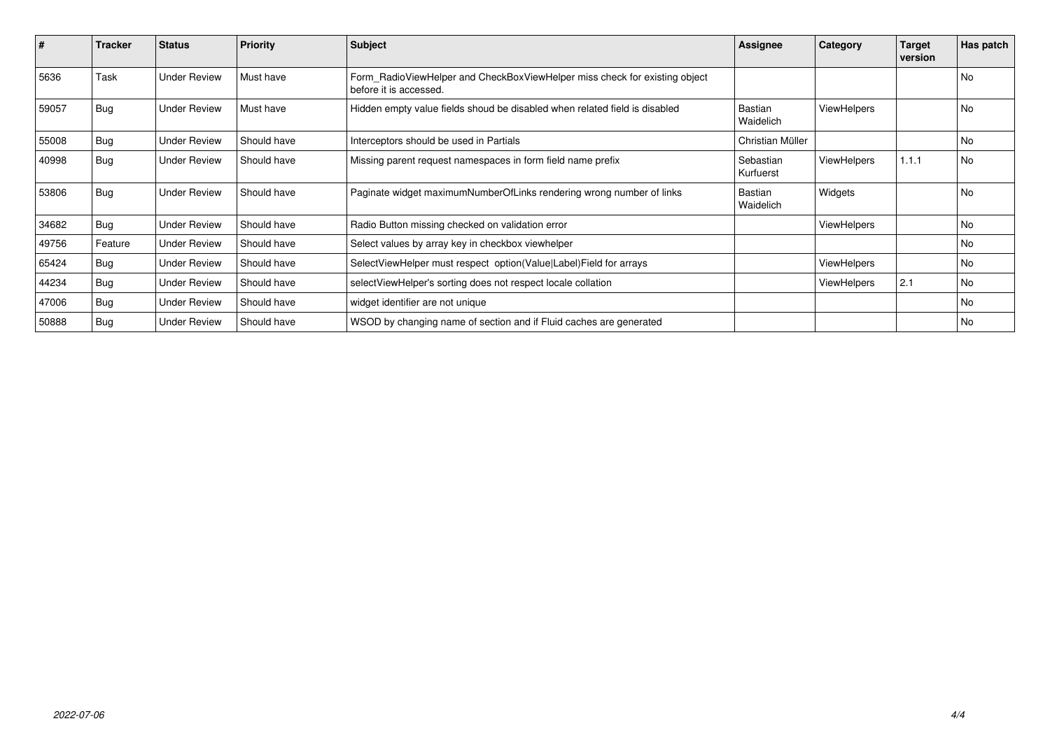| # | Tracker | Status | Priority | Subject | Assignee | Category | Target version | Has patch |
|---|---|---|---|---|---|---|---|---|
| 5636 | Task | Under Review | Must have | Form_RadioViewHelper and CheckBoxViewHelper miss check for existing object before it is accessed. | | | | No |
| 59057 | Bug | Under Review | Must have | Hidden empty value fields shoud be disabled when related field is disabled | Bastian Waidelich | ViewHelpers | | No |
| 55008 | Bug | Under Review | Should have | Interceptors should be used in Partials | Christian Müller | | | No |
| 40998 | Bug | Under Review | Should have | Missing parent request namespaces in form field name prefix | Sebastian Kurfuerst | ViewHelpers | 1.1.1 | No |
| 53806 | Bug | Under Review | Should have | Paginate widget maximumNumberOfLinks rendering wrong number of links | Bastian Waidelich | Widgets | | No |
| 34682 | Bug | Under Review | Should have | Radio Button missing checked on validation error | | ViewHelpers | | No |
| 49756 | Feature | Under Review | Should have | Select values by array key in checkbox viewhelper | | | | No |
| 65424 | Bug | Under Review | Should have | SelectViewHelper must respect option(Value\|Label)Field for arrays | | ViewHelpers | | No |
| 44234 | Bug | Under Review | Should have | selectViewHelper's sorting does not respect locale collation | | ViewHelpers | 2.1 | No |
| 47006 | Bug | Under Review | Should have | widget identifier are not unique | | | | No |
| 50888 | Bug | Under Review | Should have | WSOD by changing name of section and if Fluid caches are generated | | | | No |